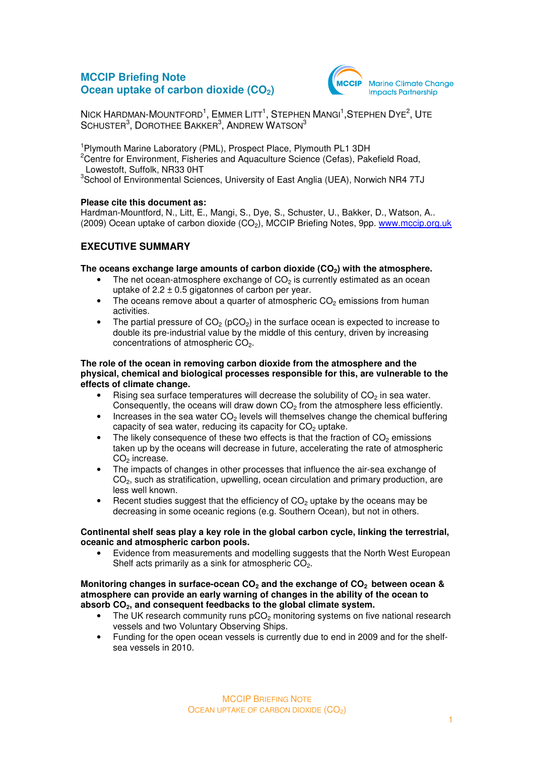# MCCIP Briefing Note
# Ocean uptake of carbon dioxide ($CO_2$)

NICK HARDMAN-MOUNTFORD[1], EMMER LITT[1], STEPHEN MANGI[1], STEPHEN DYE[2], UTE SCHUSTER[3], DOROTHEE BAKKER[3], ANDREW WATSON[3]

[1]Plymouth Marine Laboratory (PML), Prospect Place, Plymouth PL1 3DH
[2]Centre for Environment, Fisheries and Aquaculture Science (Cefas), Pakefield Road, Lowestoft, Suffolk, NR33 0HT
[3]School of Environmental Sciences, University of East Anglia (UEA), Norwich NR4 7TJ

**Please cite this document as:**
Hardman-Mountford, N., Litt, E., Mangi, S., Dye, S., Schuster, U., Bakker, D., Watson, A.. (2009) Ocean uptake of carbon dioxide ($CO_2$), MCCIP Briefing Notes, 9pp. www.mccip.org.uk

## EXECUTIVE SUMMARY

**The oceans exchange large amounts of carbon dioxide ($CO_2$) with the atmosphere.**

- The net ocean-atmosphere exchange of $CO_2$ is currently estimated as an ocean uptake of 2.2 ± 0.5 gigatonnes of carbon per year.
- The oceans remove about a quarter of atmospheric $CO_2$ emissions from human activities.
- The partial pressure of $CO_2$ ($pCO_2$) in the surface ocean is expected to increase to double its pre-industrial value by the middle of this century, driven by increasing concentrations of atmospheric $CO_2$.

**The role of the ocean in removing carbon dioxide from the atmosphere and the physical, chemical and biological processes responsible for this, are vulnerable to the effects of climate change.**

- Rising sea surface temperatures will decrease the solubility of $CO_2$ in sea water. Consequently, the oceans will draw down $CO_2$ from the atmosphere less efficiently.
- Increases in the sea water $CO_2$ levels will themselves change the chemical buffering capacity of sea water, reducing its capacity for $CO_2$ uptake.
- The likely consequence of these two effects is that the fraction of $CO_2$ emissions taken up by the oceans will decrease in future, accelerating the rate of atmospheric $CO_2$ increase.
- The impacts of changes in other processes that influence the air-sea exchange of $CO_2$, such as stratification, upwelling, ocean circulation and primary production, are less well known.
- Recent studies suggest that the efficiency of $CO_2$ uptake by the oceans may be decreasing in some oceanic regions (e.g. Southern Ocean), but not in others.

**Continental shelf seas play a key role in the global carbon cycle, linking the terrestrial, oceanic and atmospheric carbon pools.**

- Evidence from measurements and modelling suggests that the North West European Shelf acts primarily as a sink for atmospheric $CO_2$.

**Monitoring changes in surface-ocean $CO_2$ and the exchange of $CO_2$ between ocean & atmosphere can provide an early warning of changes in the ability of the ocean to absorb $CO_2$, and consequent feedbacks to the global climate system.**

- The UK research community runs $pCO_2$ monitoring systems on five national research vessels and two Voluntary Observing Ships.
- Funding for the open ocean vessels is currently due to end in 2009 and for the shelf-sea vessels in 2010.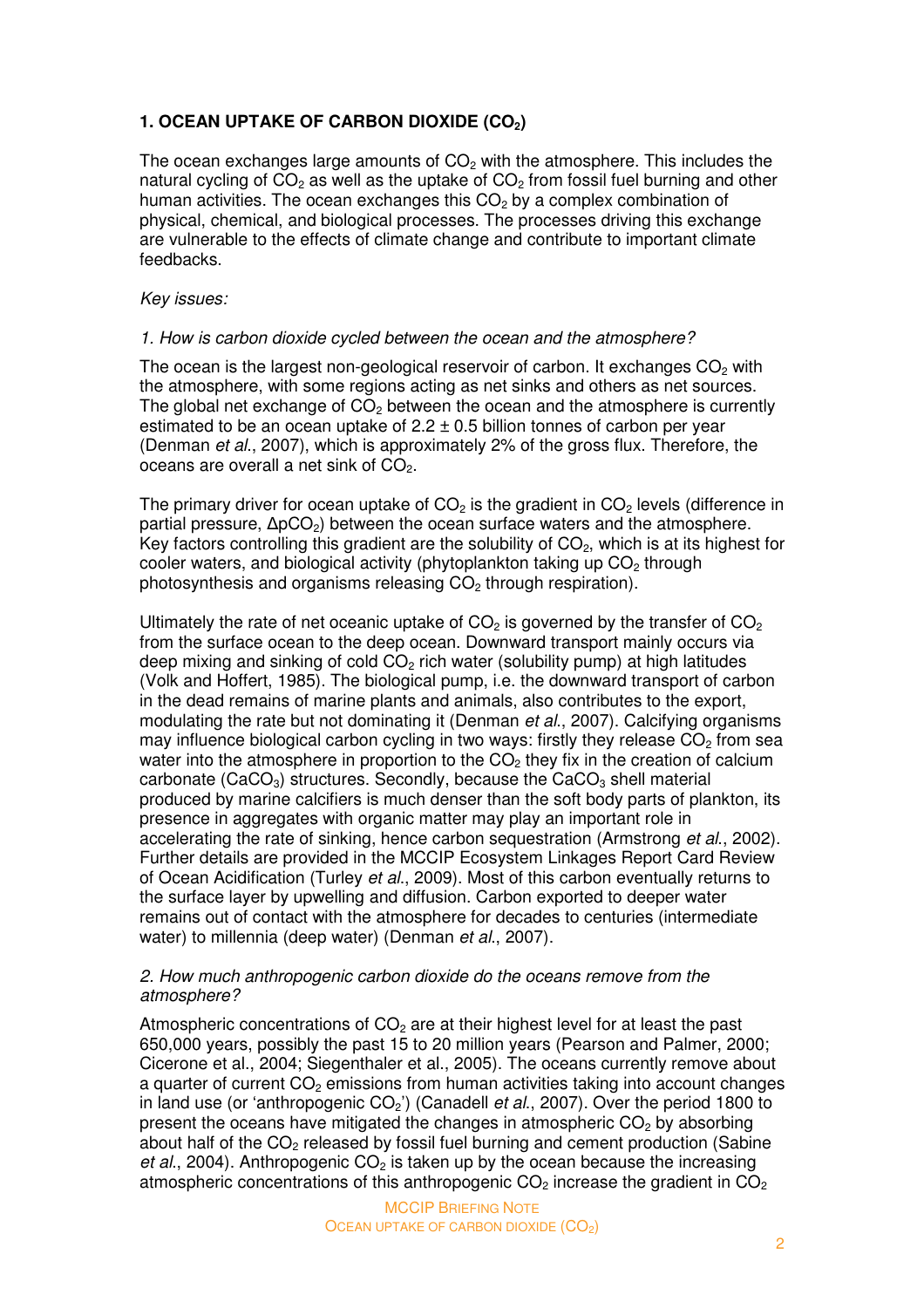## 1. OCEAN UPTAKE OF CARBON DIOXIDE ($CO_2$)

The ocean exchanges large amounts of $CO_2$ with the atmosphere. This includes the natural cycling of $CO_2$ as well as the uptake of $CO_2$ from fossil fuel burning and other human activities. The ocean exchanges this $CO_2$ by a complex combination of physical, chemical, and biological processes. The processes driving this exchange are vulnerable to the effects of climate change and contribute to important climate feedbacks.

*Key issues:*

*1. How is carbon dioxide cycled between the ocean and the atmosphere?*

The ocean is the largest non-geological reservoir of carbon. It exchanges $CO_2$ with the atmosphere, with some regions acting as net sinks and others as net sources. The global net exchange of $CO_2$ between the ocean and the atmosphere is currently estimated to be an ocean uptake of $2.2 \pm 0.5$ billion tonnes of carbon per year (Denman *et al*., 2007), which is approximately 2% of the gross flux. Therefore, the oceans are overall a net sink of $CO_2$.

The primary driver for ocean uptake of $CO_2$ is the gradient in $CO_2$ levels (difference in partial pressure, $\Delta pCO_2$) between the ocean surface waters and the atmosphere. Key factors controlling this gradient are the solubility of $CO_2$, which is at its highest for cooler waters, and biological activity (phytoplankton taking up $CO_2$ through photosynthesis and organisms releasing $CO_2$ through respiration).

Ultimately the rate of net oceanic uptake of $CO_2$ is governed by the transfer of $CO_2$ from the surface ocean to the deep ocean. Downward transport mainly occurs via deep mixing and sinking of cold $CO_2$ rich water (solubility pump) at high latitudes (Volk and Hoffert, 1985). The biological pump, i.e. the downward transport of carbon in the dead remains of marine plants and animals, also contributes to the export, modulating the rate but not dominating it (Denman *et al*., 2007). Calcifying organisms may influence biological carbon cycling in two ways: firstly they release $CO_2$ from sea water into the atmosphere in proportion to the $CO_2$ they fix in the creation of calcium carbonate ($CaCO_3$) structures. Secondly, because the $CaCO_3$ shell material produced by marine calcifiers is much denser than the soft body parts of plankton, its presence in aggregates with organic matter may play an important role in accelerating the rate of sinking, hence carbon sequestration (Armstrong *et al*., 2002). Further details are provided in the MCCIP Ecosystem Linkages Report Card Review of Ocean Acidification (Turley *et al*., 2009). Most of this carbon eventually returns to the surface layer by upwelling and diffusion. Carbon exported to deeper water remains out of contact with the atmosphere for decades to centuries (intermediate water) to millennia (deep water) (Denman *et al*., 2007).

*2. How much anthropogenic carbon dioxide do the oceans remove from the atmosphere?*

Atmospheric concentrations of $CO_2$ are at their highest level for at least the past 650,000 years, possibly the past 15 to 20 million years (Pearson and Palmer, 2000; Cicerone et al., 2004; Siegenthaler et al., 2005). The oceans currently remove about a quarter of current $CO_2$ emissions from human activities taking into account changes in land use (or 'anthropogenic $CO_2$') (Canadell *et al*., 2007). Over the period 1800 to present the oceans have mitigated the changes in atmospheric $CO_2$ by absorbing about half of the $CO_2$ released by fossil fuel burning and cement production (Sabine *et al*., 2004). Anthropogenic $CO_2$ is taken up by the ocean because the increasing atmospheric concentrations of this anthropogenic $CO_2$ increase the gradient in $CO_2$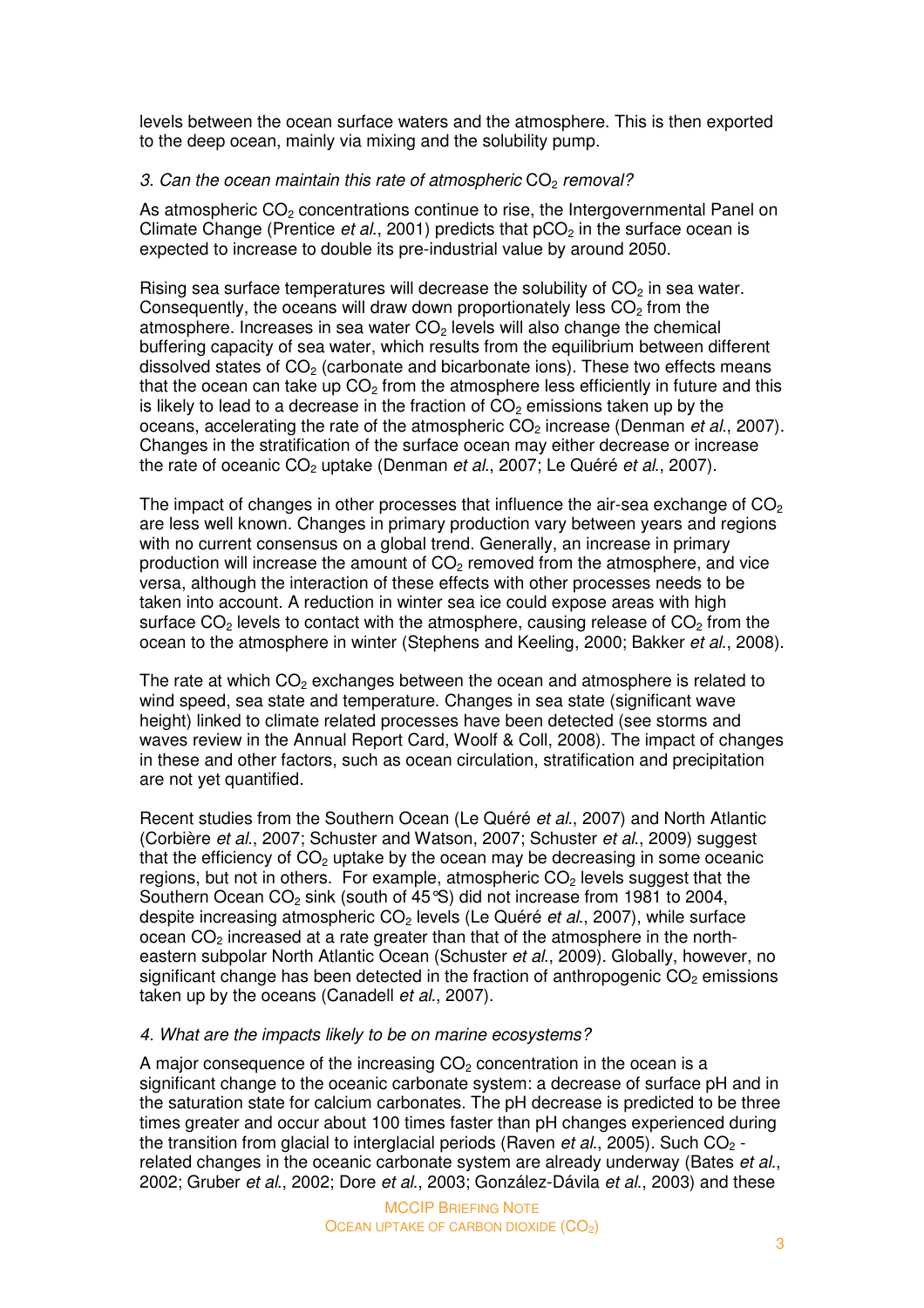levels between the ocean surface waters and the atmosphere. This is then exported to the deep ocean, mainly via mixing and the solubility pump.

*3. Can the ocean maintain this rate of atmospheric* $CO_2$ *removal?*

As atmospheric $CO_2$ concentrations continue to rise, the Intergovernmental Panel on Climate Change (Prentice *et al.*, 2001) predicts that $pCO_2$ in the surface ocean is expected to increase to double its pre-industrial value by around 2050.

Rising sea surface temperatures will decrease the solubility of $CO_2$ in sea water. Consequently, the oceans will draw down proportionately less $CO_2$ from the atmosphere. Increases in sea water $CO_2$ levels will also change the chemical buffering capacity of sea water, which results from the equilibrium between different dissolved states of $CO_2$ (carbonate and bicarbonate ions). These two effects means that the ocean can take up $CO_2$ from the atmosphere less efficiently in future and this is likely to lead to a decrease in the fraction of $CO_2$ emissions taken up by the oceans, accelerating the rate of the atmospheric $CO_2$ increase (Denman *et al.*, 2007). Changes in the stratification of the surface ocean may either decrease or increase the rate of oceanic $CO_2$ uptake (Denman *et al.*, 2007; Le Quéré *et al.*, 2007).

The impact of changes in other processes that influence the air-sea exchange of $CO_2$ are less well known. Changes in primary production vary between years and regions with no current consensus on a global trend. Generally, an increase in primary production will increase the amount of $CO_2$ removed from the atmosphere, and vice versa, although the interaction of these effects with other processes needs to be taken into account. A reduction in winter sea ice could expose areas with high surface $CO_2$ levels to contact with the atmosphere, causing release of $CO_2$ from the ocean to the atmosphere in winter (Stephens and Keeling, 2000; Bakker *et al.*, 2008).

The rate at which $CO_2$ exchanges between the ocean and atmosphere is related to wind speed, sea state and temperature. Changes in sea state (significant wave height) linked to climate related processes have been detected (see storms and waves review in the Annual Report Card, Woolf & Coll, 2008). The impact of changes in these and other factors, such as ocean circulation, stratification and precipitation are not yet quantified.

Recent studies from the Southern Ocean (Le Quéré *et al.*, 2007) and North Atlantic (Corbière *et al.*, 2007; Schuster and Watson, 2007; Schuster *et al.*, 2009) suggest that the efficiency of $CO_2$ uptake by the ocean may be decreasing in some oceanic regions, but not in others. For example, atmospheric $CO_2$ levels suggest that the Southern Ocean $CO_2$ sink (south of 45°S) did not increase from 1981 to 2004, despite increasing atmospheric $CO_2$ levels (Le Quéré *et al.*, 2007), while surface ocean $CO_2$ increased at a rate greater than that of the atmosphere in the north-eastern subpolar North Atlantic Ocean (Schuster *et al.*, 2009). Globally, however, no significant change has been detected in the fraction of anthropogenic $CO_2$ emissions taken up by the oceans (Canadell *et al.*, 2007).

*4. What are the impacts likely to be on marine ecosystems?*

A major consequence of the increasing $CO_2$ concentration in the ocean is a significant change to the oceanic carbonate system: a decrease of surface pH and in the saturation state for calcium carbonates. The pH decrease is predicted to be three times greater and occur about 100 times faster than pH changes experienced during the transition from glacial to interglacial periods (Raven *et al.*, 2005). Such $CO_2$-related changes in the oceanic carbonate system are already underway (Bates *et al.*, 2002; Gruber *et al.*, 2002; Dore *et al.*, 2003; González-Dávila *et al.*, 2003) and these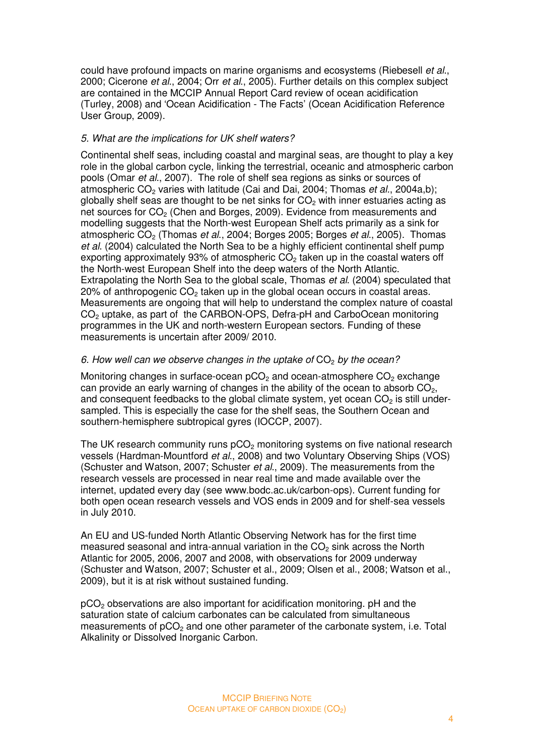could have profound impacts on marine organisms and ecosystems (Riebesell *et al.*, 2000; Cicerone *et al.*, 2004; Orr *et al.*, 2005). Further details on this complex subject are contained in the MCCIP Annual Report Card review of ocean acidification (Turley, 2008) and 'Ocean Acidification - The Facts' (Ocean Acidification Reference User Group, 2009).

*5. What are the implications for UK shelf waters?*

Continental shelf seas, including coastal and marginal seas, are thought to play a key role in the global carbon cycle, linking the terrestrial, oceanic and atmospheric carbon pools (Omar *et al.*, 2007). The role of shelf sea regions as sinks or sources of atmospheric $CO_2$ varies with latitude (Cai and Dai, 2004; Thomas *et al.*, 2004a,b); globally shelf seas are thought to be net sinks for $CO_2$ with inner estuaries acting as net sources for $CO_2$ (Chen and Borges, 2009). Evidence from measurements and modelling suggests that the North-west European Shelf acts primarily as a sink for atmospheric $CO_2$ (Thomas *et al.*, 2004; Borges 2005; Borges *et al.*, 2005). Thomas *et al.* (2004) calculated the North Sea to be a highly efficient continental shelf pump exporting approximately 93% of atmospheric $CO_2$ taken up in the coastal waters off the North-west European Shelf into the deep waters of the North Atlantic. Extrapolating the North Sea to the global scale, Thomas *et al.* (2004) speculated that 20% of anthropogenic $CO_2$ taken up in the global ocean occurs in coastal areas. Measurements are ongoing that will help to understand the complex nature of coastal $CO_2$ uptake, as part of the CARBON-OPS, Defra-pH and CarboOcean monitoring programmes in the UK and north-western European sectors. Funding of these measurements is uncertain after 2009/ 2010.

*6. How well can we observe changes in the uptake of* $CO_2$ *by the ocean?*

Monitoring changes in surface-ocean $pCO_2$ and ocean-atmosphere $CO_2$ exchange can provide an early warning of changes in the ability of the ocean to absorb $CO_2$, and consequent feedbacks to the global climate system, yet ocean $CO_2$ is still under-sampled. This is especially the case for the shelf seas, the Southern Ocean and southern-hemisphere subtropical gyres (IOCCP, 2007).

The UK research community runs $pCO_2$ monitoring systems on five national research vessels (Hardman-Mountford *et al.*, 2008) and two Voluntary Observing Ships (VOS) (Schuster and Watson, 2007; Schuster *et al.*, 2009). The measurements from the research vessels are processed in near real time and made available over the internet, updated every day (see www.bodc.ac.uk/carbon-ops). Current funding for both open ocean research vessels and VOS ends in 2009 and for shelf-sea vessels in July 2010.

An EU and US-funded North Atlantic Observing Network has for the first time measured seasonal and intra-annual variation in the $CO_2$ sink across the North Atlantic for 2005, 2006, 2007 and 2008, with observations for 2009 underway (Schuster and Watson, 2007; Schuster et al., 2009; Olsen et al., 2008; Watson et al., 2009), but it is at risk without sustained funding.

$pCO_2$ observations are also important for acidification monitoring. pH and the saturation state of calcium carbonates can be calculated from simultaneous measurements of $pCO_2$ and one other parameter of the carbonate system, i.e. Total Alkalinity or Dissolved Inorganic Carbon.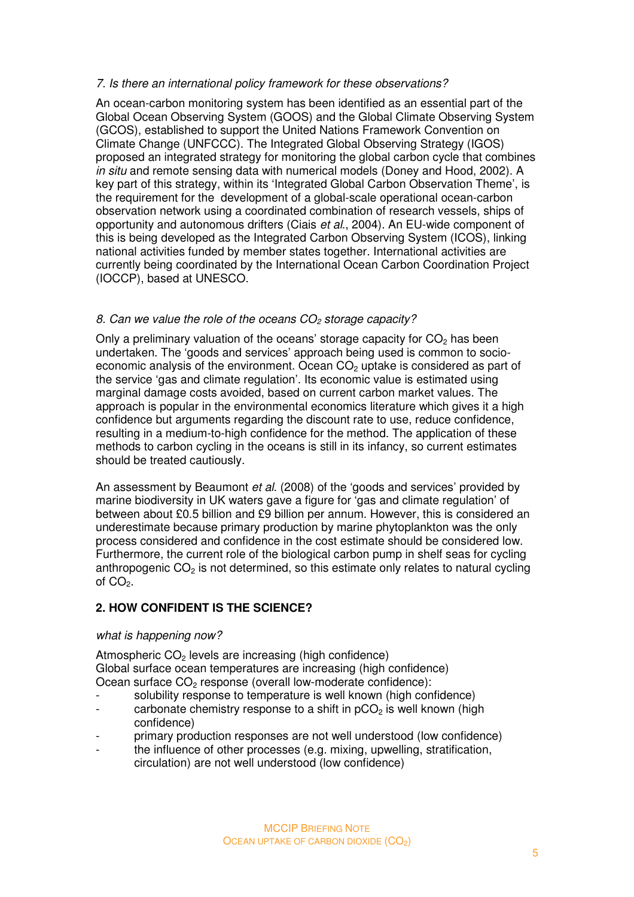*7. Is there an international policy framework for these observations?*

An ocean-carbon monitoring system has been identified as an essential part of the Global Ocean Observing System (GOOS) and the Global Climate Observing System (GCOS), established to support the United Nations Framework Convention on Climate Change (UNFCCC). The Integrated Global Observing Strategy (IGOS) proposed an integrated strategy for monitoring the global carbon cycle that combines *in situ* and remote sensing data with numerical models (Doney and Hood, 2002). A key part of this strategy, within its 'Integrated Global Carbon Observation Theme', is the requirement for the development of a global-scale operational ocean-carbon observation network using a coordinated combination of research vessels, ships of opportunity and autonomous drifters (Ciais *et al*., 2004). An EU-wide component of this is being developed as the Integrated Carbon Observing System (ICOS), linking national activities funded by member states together. International activities are currently being coordinated by the International Ocean Carbon Coordination Project (IOCCP), based at UNESCO.

*8. Can we value the role of the oceans $CO_2$ storage capacity?*

Only a preliminary valuation of the oceans' storage capacity for $CO_2$ has been undertaken. The 'goods and services' approach being used is common to socio-economic analysis of the environment. Ocean $CO_2$ uptake is considered as part of the service 'gas and climate regulation'. Its economic value is estimated using marginal damage costs avoided, based on current carbon market values. The approach is popular in the environmental economics literature which gives it a high confidence but arguments regarding the discount rate to use, reduce confidence, resulting in a medium-to-high confidence for the method. The application of these methods to carbon cycling in the oceans is still in its infancy, so current estimates should be treated cautiously.

An assessment by Beaumont *et al*. (2008) of the 'goods and services' provided by marine biodiversity in UK waters gave a figure for 'gas and climate regulation' of between about £0.5 billion and £9 billion per annum. However, this is considered an underestimate because primary production by marine phytoplankton was the only process considered and confidence in the cost estimate should be considered low. Furthermore, the current role of the biological carbon pump in shelf seas for cycling anthropogenic $CO_2$ is not determined, so this estimate only relates to natural cycling of $CO_2$.

## 2. HOW CONFIDENT IS THE SCIENCE?

*what is happening now?*

Atmospheric $CO_2$ levels are increasing (high confidence)
Global surface ocean temperatures are increasing (high confidence)
Ocean surface $CO_2$ response (overall low-moderate confidence):

- solubility response to temperature is well known (high confidence)
- carbonate chemistry response to a shift in $pCO_2$ is well known (high confidence)
- primary production responses are not well understood (low confidence)
- the influence of other processes (e.g. mixing, upwelling, stratification, circulation) are not well understood (low confidence)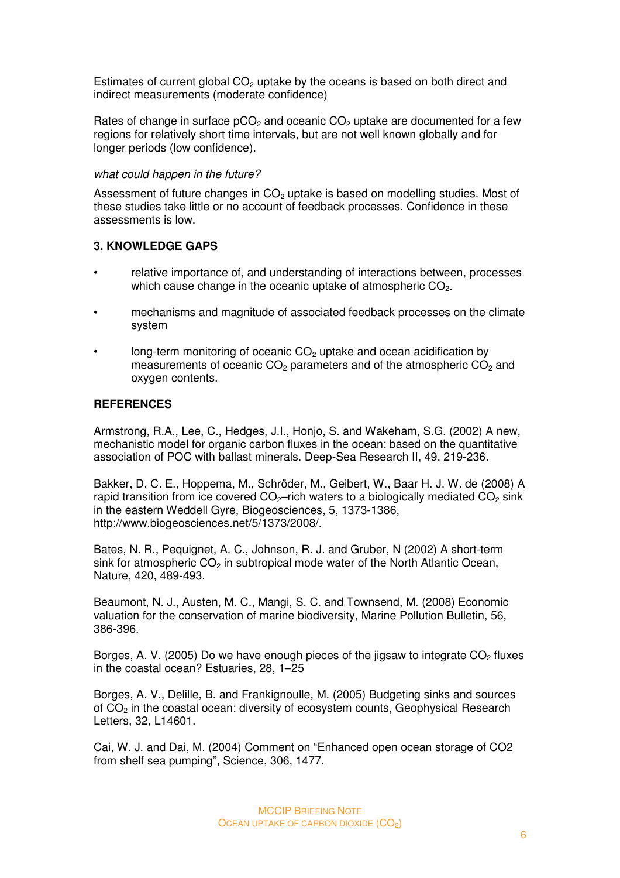Estimates of current global $CO_2$ uptake by the oceans is based on both direct and indirect measurements (moderate confidence)

Rates of change in surface $pCO_2$ and oceanic $CO_2$ uptake are documented for a few regions for relatively short time intervals, but are not well known globally and for longer periods (low confidence).

*what could happen in the future?*

Assessment of future changes in $CO_2$ uptake is based on modelling studies. Most of these studies take little or no account of feedback processes. Confidence in these assessments is low.

## 3. KNOWLEDGE GAPS

- relative importance of, and understanding of interactions between, processes which cause change in the oceanic uptake of atmospheric $CO_2$.
- mechanisms and magnitude of associated feedback processes on the climate system
- long-term monitoring of oceanic $CO_2$ uptake and ocean acidification by measurements of oceanic $CO_2$ parameters and of the atmospheric $CO_2$ and oxygen contents.

## REFERENCES

Armstrong, R.A., Lee, C., Hedges, J.I., Honjo, S. and Wakeham, S.G. (2002) A new, mechanistic model for organic carbon fluxes in the ocean: based on the quantitative association of POC with ballast minerals. Deep-Sea Research II, 49, 219-236.

Bakker, D. C. E., Hoppema, M., Schröder, M., Geibert, W., Baar H. J. W. de (2008) A rapid transition from ice covered $CO_2$–rich waters to a biologically mediated $CO_2$ sink in the eastern Weddell Gyre, Biogeosciences, 5, 1373-1386, http://www.biogeosciences.net/5/1373/2008/.

Bates, N. R., Pequignet, A. C., Johnson, R. J. and Gruber, N (2002) A short-term sink for atmospheric $CO_2$ in subtropical mode water of the North Atlantic Ocean, Nature, 420, 489-493.

Beaumont, N. J., Austen, M. C., Mangi, S. C. and Townsend, M. (2008) Economic valuation for the conservation of marine biodiversity, Marine Pollution Bulletin, 56, 386-396.

Borges, A. V. (2005) Do we have enough pieces of the jigsaw to integrate $CO_2$ fluxes in the coastal ocean? Estuaries, 28, 1–25

Borges, A. V., Delille, B. and Frankignoulle, M. (2005) Budgeting sinks and sources of $CO_2$ in the coastal ocean: diversity of ecosystem counts, Geophysical Research Letters, 32, L14601.

Cai, W. J. and Dai, M. (2004) Comment on "Enhanced open ocean storage of CO2 from shelf sea pumping", Science, 306, 1477.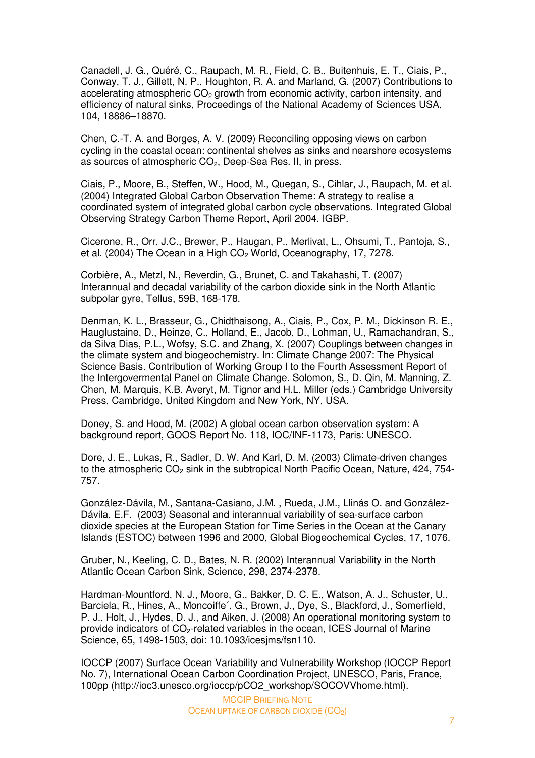Canadell, J. G., Quéré, C., Raupach, M. R., Field, C. B., Buitenhuis, E. T., Ciais, P., Conway, T. J., Gillett, N. P., Houghton, R. A. and Marland, G. (2007) Contributions to accelerating atmospheric $CO_2$ growth from economic activity, carbon intensity, and efficiency of natural sinks, Proceedings of the National Academy of Sciences USA, 104, 18886–18870.

Chen, C.-T. A. and Borges, A. V. (2009) Reconciling opposing views on carbon cycling in the coastal ocean: continental shelves as sinks and nearshore ecosystems as sources of atmospheric $CO_2$, Deep-Sea Res. II, in press.

Ciais, P., Moore, B., Steffen, W., Hood, M., Quegan, S., Cihlar, J., Raupach, M. et al. (2004) Integrated Global Carbon Observation Theme: A strategy to realise a coordinated system of integrated global carbon cycle observations. Integrated Global Observing Strategy Carbon Theme Report, April 2004. IGBP.

Cicerone, R., Orr, J.C., Brewer, P., Haugan, P., Merlivat, L., Ohsumi, T., Pantoja, S., et al. (2004) The Ocean in a High $CO_2$ World, Oceanography, 17, 7278.

Corbière, A., Metzl, N., Reverdin, G., Brunet, C. and Takahashi, T. (2007) Interannual and decadal variability of the carbon dioxide sink in the North Atlantic subpolar gyre, Tellus, 59B, 168-178.

Denman, K. L., Brasseur, G., Chidthaisong, A., Ciais, P., Cox, P. M., Dickinson R. E., Hauglustaine, D., Heinze, C., Holland, E., Jacob, D., Lohman, U., Ramachandran, S., da Silva Dias, P.L., Wofsy, S.C. and Zhang, X. (2007) Couplings between changes in the climate system and biogeochemistry. In: Climate Change 2007: The Physical Science Basis. Contribution of Working Group I to the Fourth Assessment Report of the Intergovermental Panel on Climate Change. Solomon, S., D. Qin, M. Manning, Z. Chen, M. Marquis, K.B. Averyt, M. Tignor and H.L. Miller (eds.) Cambridge University Press, Cambridge, United Kingdom and New York, NY, USA.

Doney, S. and Hood, M. (2002) A global ocean carbon observation system: A background report, GOOS Report No. 118, IOC/INF-1173, Paris: UNESCO.

Dore, J. E., Lukas, R., Sadler, D. W. And Karl, D. M. (2003) Climate-driven changes to the atmospheric $CO_2$ sink in the subtropical North Pacific Ocean, Nature, 424, 754-757.

González-Dávila, M., Santana-Casiano, J.M. , Rueda, J.M., Llinás O. and González-Dávila, E.F. (2003) Seasonal and interannual variability of sea-surface carbon dioxide species at the European Station for Time Series in the Ocean at the Canary Islands (ESTOC) between 1996 and 2000, Global Biogeochemical Cycles, 17, 1076.

Gruber, N., Keeling, C. D., Bates, N. R. (2002) Interannual Variability in the North Atlantic Ocean Carbon Sink, Science, 298, 2374-2378.

Hardman-Mountford, N. J., Moore, G., Bakker, D. C. E., Watson, A. J., Schuster, U., Barciela, R., Hines, A., Moncoiffe´, G., Brown, J., Dye, S., Blackford, J., Somerfield, P. J., Holt, J., Hydes, D. J., and Aiken, J. (2008) An operational monitoring system to provide indicators of $CO_2$-related variables in the ocean, ICES Journal of Marine Science, 65, 1498-1503, doi: 10.1093/icesjms/fsn110.

IOCCP (2007) Surface Ocean Variability and Vulnerability Workshop (IOCCP Report No. 7), International Ocean Carbon Coordination Project, UNESCO, Paris, France, 100pp (http://ioc3.unesco.org/ioccp/pCO2_workshop/SOCOVVhome.html).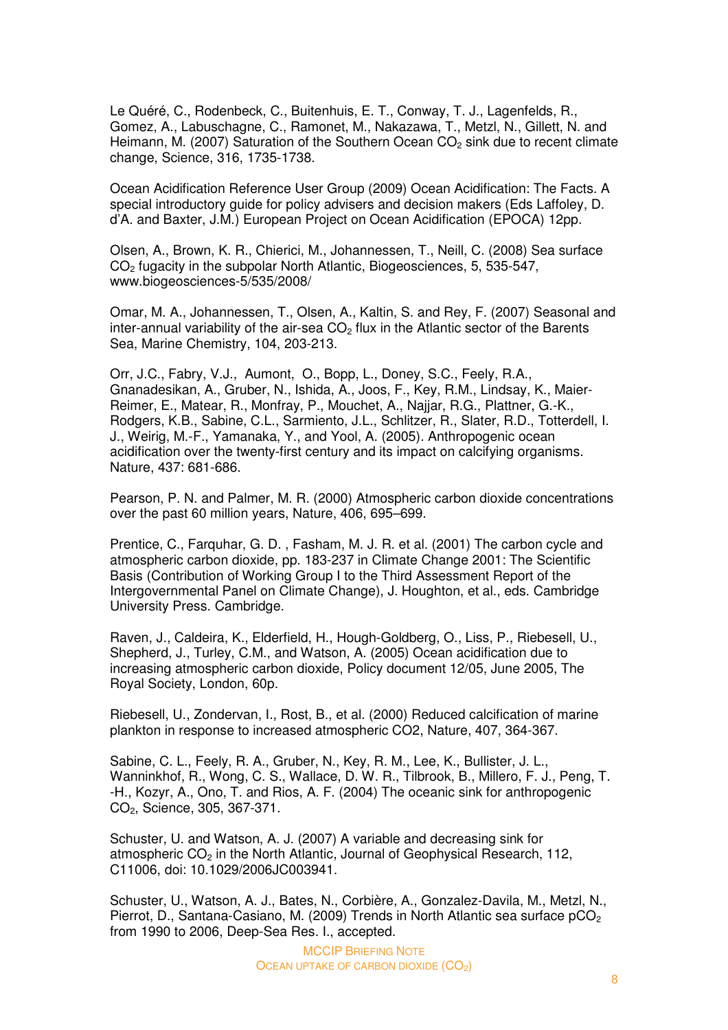Le Quéré, C., Rodenbeck, C., Buitenhuis, E. T., Conway, T. J., Lagenfelds, R., Gomez, A., Labuschagne, C., Ramonet, M., Nakazawa, T., Metzl, N., Gillett, N. and Heimann, M. (2007) Saturation of the Southern Ocean $CO_2$ sink due to recent climate change, Science, 316, 1735-1738.

Ocean Acidification Reference User Group (2009) Ocean Acidification: The Facts. A special introductory guide for policy advisers and decision makers (Eds Laffoley, D. d'A. and Baxter, J.M.) European Project on Ocean Acidification (EPOCA) 12pp.

Olsen, A., Brown, K. R., Chierici, M., Johannessen, T., Neill, C. (2008) Sea surface $CO_2$ fugacity in the subpolar North Atlantic, Biogeosciences, 5, 535-547, www.biogeosciences-5/535/2008/

Omar, M. A., Johannessen, T., Olsen, A., Kaltin, S. and Rey, F. (2007) Seasonal and inter-annual variability of the air-sea $CO_2$ flux in the Atlantic sector of the Barents Sea, Marine Chemistry, 104, 203-213.

Orr, J.C., Fabry, V.J., Aumont, O., Bopp, L., Doney, S.C., Feely, R.A., Gnanadesikan, A., Gruber, N., Ishida, A., Joos, F., Key, R.M., Lindsay, K., Maier-Reimer, E., Matear, R., Monfray, P., Mouchet, A., Najjar, R.G., Plattner, G.-K., Rodgers, K.B., Sabine, C.L., Sarmiento, J.L., Schlitzer, R., Slater, R.D., Totterdell, I. J., Weirig, M.-F., Yamanaka, Y., and Yool, A. (2005). Anthropogenic ocean acidification over the twenty-first century and its impact on calcifying organisms. Nature, 437: 681-686.

Pearson, P. N. and Palmer, M. R. (2000) Atmospheric carbon dioxide concentrations over the past 60 million years, Nature, 406, 695–699.

Prentice, C., Farquhar, G. D. , Fasham, M. J. R. et al. (2001) The carbon cycle and atmospheric carbon dioxide, pp. 183-237 in Climate Change 2001: The Scientific Basis (Contribution of Working Group I to the Third Assessment Report of the Intergovernmental Panel on Climate Change), J. Houghton, et al., eds. Cambridge University Press. Cambridge.

Raven, J., Caldeira, K., Elderfield, H., Hough-Goldberg, O., Liss, P., Riebesell, U., Shepherd, J., Turley, C.M., and Watson, A. (2005) Ocean acidification due to increasing atmospheric carbon dioxide, Policy document 12/05, June 2005, The Royal Society, London, 60p.

Riebesell, U., Zondervan, I., Rost, B., et al. (2000) Reduced calcification of marine plankton in response to increased atmospheric CO2, Nature, 407, 364-367.

Sabine, C. L., Feely, R. A., Gruber, N., Key, R. M., Lee, K., Bullister, J. L., Wanninkhof, R., Wong, C. S., Wallace, D. W. R., Tilbrook, B., Millero, F. J., Peng, T. -H., Kozyr, A., Ono, T. and Rios, A. F. (2004) The oceanic sink for anthropogenic $CO_2$, Science, 305, 367-371.

Schuster, U. and Watson, A. J. (2007) A variable and decreasing sink for atmospheric $CO_2$ in the North Atlantic, Journal of Geophysical Research, 112, C11006, doi: 10.1029/2006JC003941.

Schuster, U., Watson, A. J., Bates, N., Corbière, A., Gonzalez-Davila, M., Metzl, N., Pierrot, D., Santana-Casiano, M. (2009) Trends in North Atlantic sea surface $pCO_2$ from 1990 to 2006, Deep-Sea Res. I., accepted.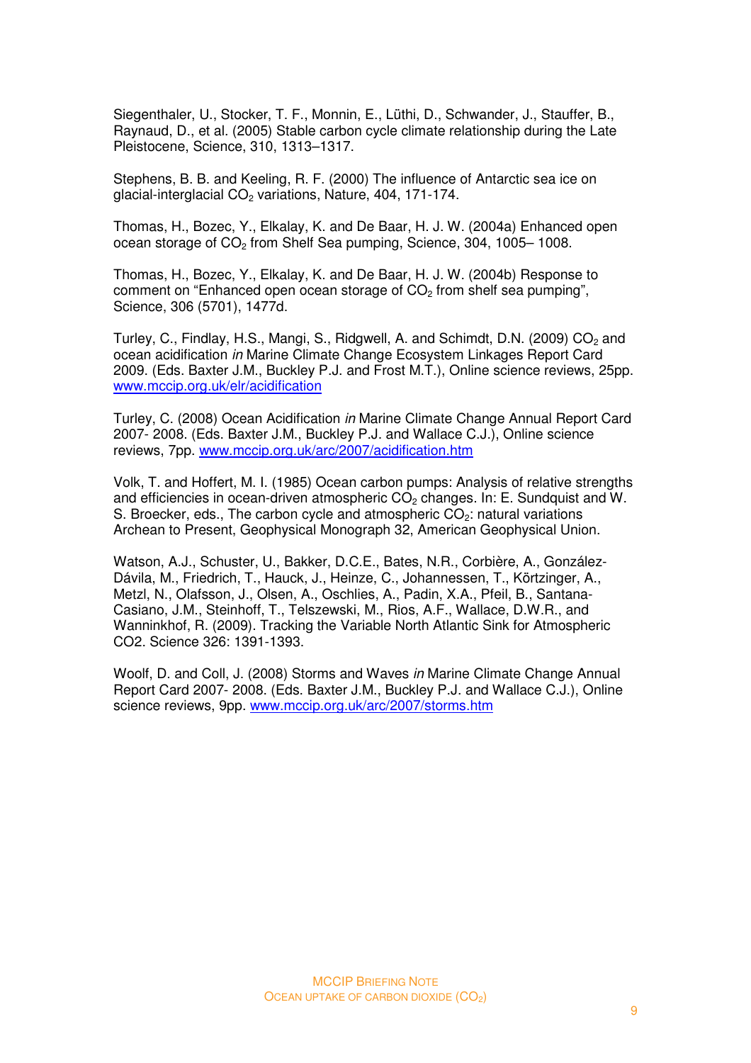Siegenthaler, U., Stocker, T. F., Monnin, E., Lüthi, D., Schwander, J., Stauffer, B., Raynaud, D., et al. (2005) Stable carbon cycle climate relationship during the Late Pleistocene, Science, 310, 1313–1317.

Stephens, B. B. and Keeling, R. F. (2000) The influence of Antarctic sea ice on glacial-interglacial $CO_2$ variations, Nature, 404, 171-174.

Thomas, H., Bozec, Y., Elkalay, K. and De Baar, H. J. W. (2004a) Enhanced open ocean storage of $CO_2$ from Shelf Sea pumping, Science, 304, 1005– 1008.

Thomas, H., Bozec, Y., Elkalay, K. and De Baar, H. J. W. (2004b) Response to comment on "Enhanced open ocean storage of $CO_2$ from shelf sea pumping", Science, 306 (5701), 1477d.

Turley, C., Findlay, H.S., Mangi, S., Ridgwell, A. and Schimdt, D.N. (2009) $CO_2$ and ocean acidification *in* Marine Climate Change Ecosystem Linkages Report Card 2009. (Eds. Baxter J.M., Buckley P.J. and Frost M.T.), Online science reviews, 25pp. www.mccip.org.uk/elr/acidification

Turley, C. (2008) Ocean Acidification *in* Marine Climate Change Annual Report Card 2007- 2008. (Eds. Baxter J.M., Buckley P.J. and Wallace C.J.), Online science reviews, 7pp. www.mccip.org.uk/arc/2007/acidification.htm

Volk, T. and Hoffert, M. I. (1985) Ocean carbon pumps: Analysis of relative strengths and efficiencies in ocean-driven atmospheric $CO_2$ changes. In: E. Sundquist and W. S. Broecker, eds., The carbon cycle and atmospheric $CO_2$: natural variations Archean to Present, Geophysical Monograph 32, American Geophysical Union.

Watson, A.J., Schuster, U., Bakker, D.C.E., Bates, N.R., Corbière, A., González-Dávila, M., Friedrich, T., Hauck, J., Heinze, C., Johannessen, T., Körtzinger, A., Metzl, N., Olafsson, J., Olsen, A., Oschlies, A., Padin, X.A., Pfeil, B., Santana-Casiano, J.M., Steinhoff, T., Telszewski, M., Rios, A.F., Wallace, D.W.R., and Wanninkhof, R. (2009). Tracking the Variable North Atlantic Sink for Atmospheric CO2. Science 326: 1391-1393.

Woolf, D. and Coll, J. (2008) Storms and Waves *in* Marine Climate Change Annual Report Card 2007- 2008. (Eds. Baxter J.M., Buckley P.J. and Wallace C.J.), Online science reviews, 9pp. www.mccip.org.uk/arc/2007/storms.htm